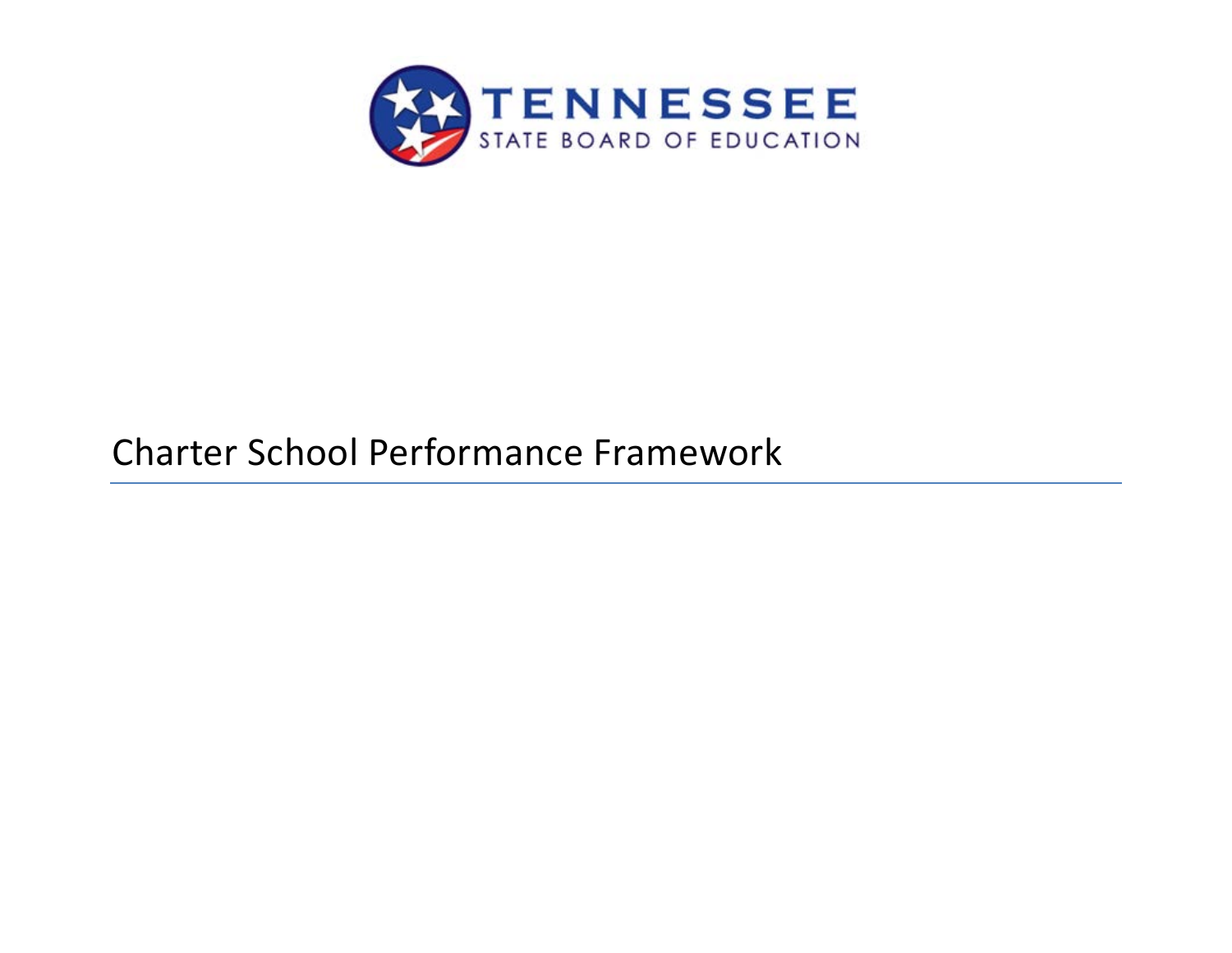TENNESSEE
STATE BOARD OF EDUCATION

# Charter School Performance Framework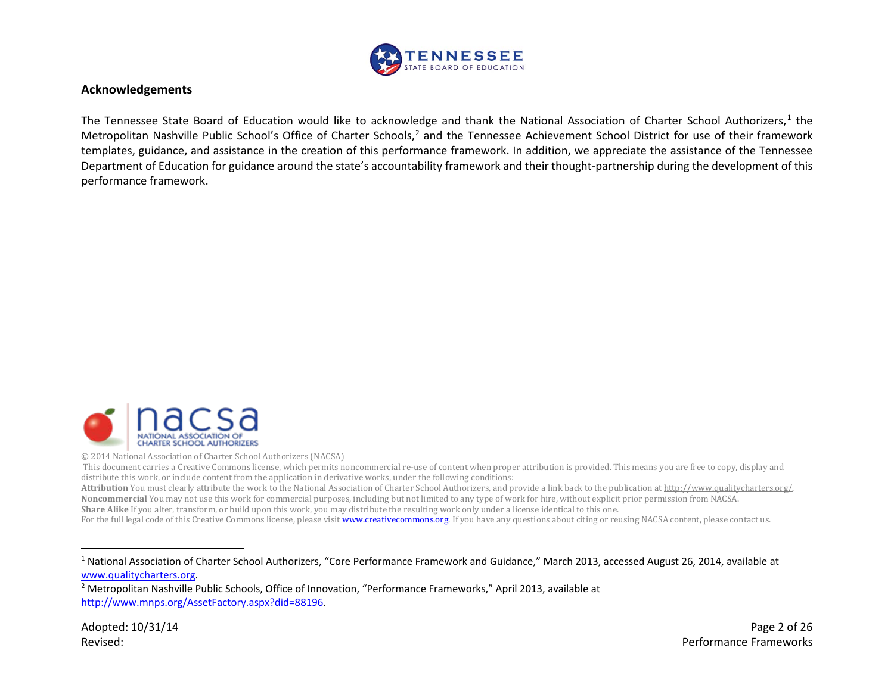## Acknowledgements

The Tennessee State Board of Education would like to acknowledge and thank the National Association of Charter School Authorizers,[1] the Metropolitan Nashville Public School's Office of Charter Schools,[2] and the Tennessee Achievement School District for use of their framework templates, guidance, and assistance in the creation of this performance framework. In addition, we appreciate the assistance of the Tennessee Department of Education for guidance around the state's accountability framework and their thought-partnership during the development of this performance framework.

© 2014 National Association of Charter School Authorizers (NACSA)

This document carries a Creative Commons license, which permits noncommercial re-use of content when proper attribution is provided. This means you are free to copy, display and distribute this work, or include content from the application in derivative works, under the following conditions:

**Attribution** You must clearly attribute the work to the National Association of Charter School Authorizers, and provide a link back to the publication at http://www.qualitycharters.org/.

**Noncommercial** You may not use this work for commercial purposes, including but not limited to any type of work for hire, without explicit prior permission from NACSA.

**Share Alike** If you alter, transform, or build upon this work, you may distribute the resulting work only under a license identical to this one.

For the full legal code of this Creative Commons license, please visit www.creativecommons.org. If you have any questions about citing or reusing NACSA content, please contact us.

---

[1] National Association of Charter School Authorizers, "Core Performance Framework and Guidance," March 2013, accessed August 26, 2014, available at www.qualitycharters.org.

[2] Metropolitan Nashville Public Schools, Office of Innovation, "Performance Frameworks," April 2013, available at http://www.mnps.org/AssetFactory.aspx?did=88196.

Adopted: 10/31/14
Revised: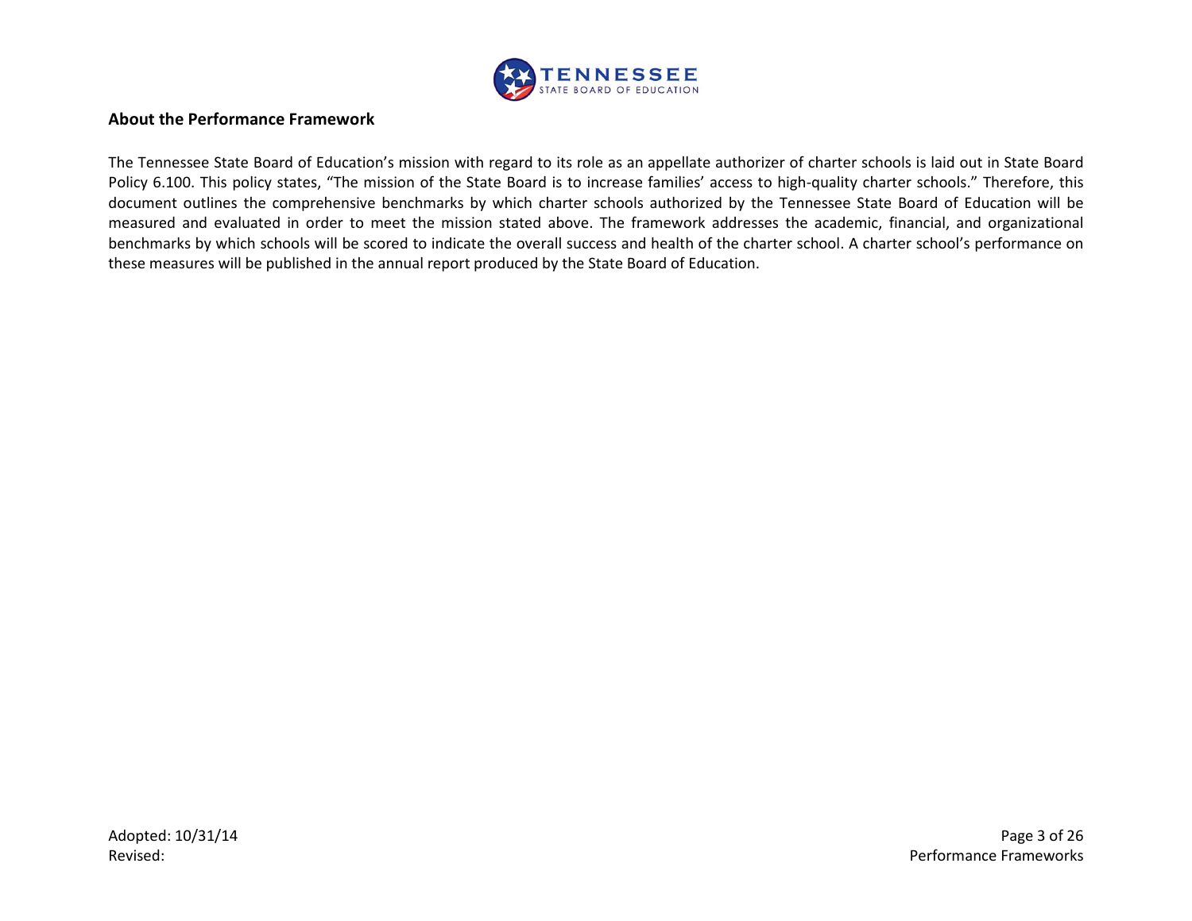## About the Performance Framework

The Tennessee State Board of Education's mission with regard to its role as an appellate authorizer of charter schools is laid out in State Board Policy 6.100. This policy states, "The mission of the State Board is to increase families' access to high-quality charter schools." Therefore, this document outlines the comprehensive benchmarks by which charter schools authorized by the Tennessee State Board of Education will be measured and evaluated in order to meet the mission stated above. The framework addresses the academic, financial, and organizational benchmarks by which schools will be scored to indicate the overall success and health of the charter school. A charter school's performance on these measures will be published in the annual report produced by the State Board of Education.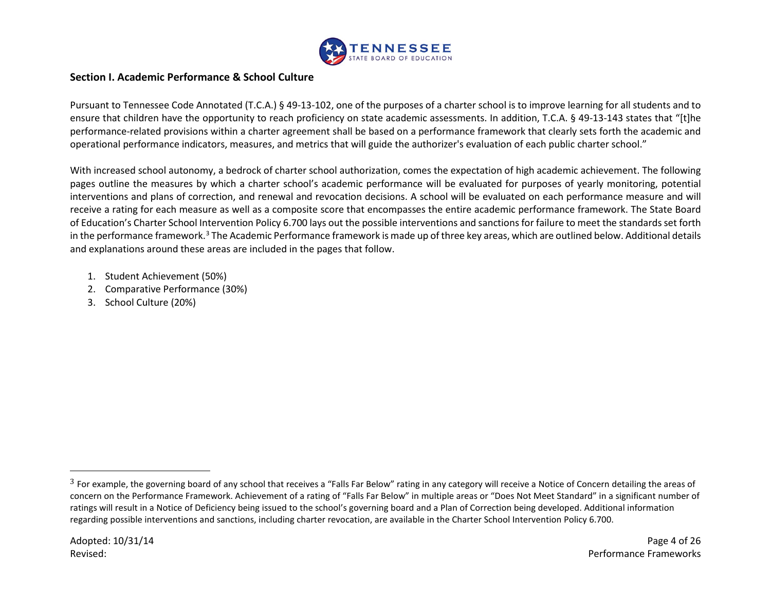## Section I. Academic Performance & School Culture

Pursuant to Tennessee Code Annotated (T.C.A.) § 49-13-102, one of the purposes of a charter school is to improve learning for all students and to ensure that children have the opportunity to reach proficiency on state academic assessments. In addition, T.C.A. § 49-13-143 states that "[t]he performance-related provisions within a charter agreement shall be based on a performance framework that clearly sets forth the academic and operational performance indicators, measures, and metrics that will guide the authorizer's evaluation of each public charter school."

With increased school autonomy, a bedrock of charter school authorization, comes the expectation of high academic achievement. The following pages outline the measures by which a charter school's academic performance will be evaluated for purposes of yearly monitoring, potential interventions and plans of correction, and renewal and revocation decisions. A school will be evaluated on each performance measure and will receive a rating for each measure as well as a composite score that encompasses the entire academic performance framework. The State Board of Education's Charter School Intervention Policy 6.700 lays out the possible interventions and sanctions for failure to meet the standards set forth in the performance framework.[3] The Academic Performance framework is made up of three key areas, which are outlined below. Additional details and explanations around these areas are included in the pages that follow.

1. Student Achievement (50%)
2. Comparative Performance (30%)
3. School Culture (20%)

---

[3] For example, the governing board of any school that receives a "Falls Far Below" rating in any category will receive a Notice of Concern detailing the areas of concern on the Performance Framework. Achievement of a rating of "Falls Far Below" in multiple areas or "Does Not Meet Standard" in a significant number of ratings will result in a Notice of Deficiency being issued to the school's governing board and a Plan of Correction being developed. Additional information regarding possible interventions and sanctions, including charter revocation, are available in the Charter School Intervention Policy 6.700.

Adopted: 10/31/14
Revised: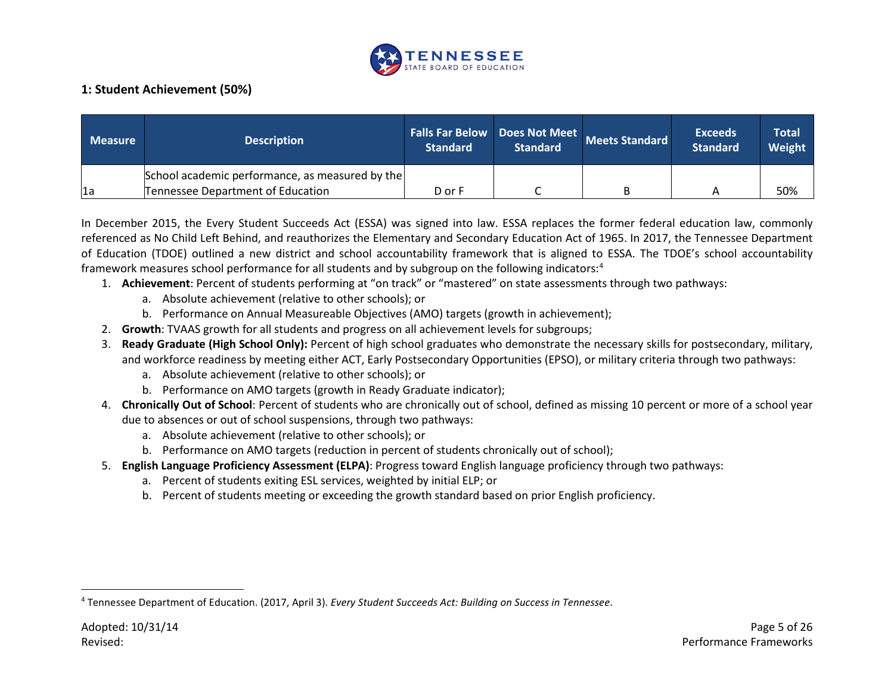## 1: Student Achievement (50%)

| Measure | Description | Falls Far Below Standard | Does Not Meet Standard | Meets Standard | Exceeds Standard | Total Weight |
|---|---|---|---|---|---|---|
| 1a | School academic performance, as measured by the Tennessee Department of Education | D or F | C | B | A | 50% |

In December 2015, the Every Student Succeeds Act (ESSA) was signed into law. ESSA replaces the former federal education law, commonly referenced as No Child Left Behind, and reauthorizes the Elementary and Secondary Education Act of 1965. In 2017, the Tennessee Department of Education (TDOE) outlined a new district and school accountability framework that is aligned to ESSA. The TDOE's school accountability framework measures school performance for all students and by subgroup on the following indicators:[4]

1. **Achievement**: Percent of students performing at "on track" or "mastered" on state assessments through two pathways:
   a. Absolute achievement (relative to other schools); or
   b. Performance on Annual Measureable Objectives (AMO) targets (growth in achievement);
2. **Growth**: TVAAS growth for all students and progress on all achievement levels for subgroups;
3. **Ready Graduate (High School Only):** Percent of high school graduates who demonstrate the necessary skills for postsecondary, military, and workforce readiness by meeting either ACT, Early Postsecondary Opportunities (EPSO), or military criteria through two pathways:
   a. Absolute achievement (relative to other schools); or
   b. Performance on AMO targets (growth in Ready Graduate indicator);
4. **Chronically Out of School**: Percent of students who are chronically out of school, defined as missing 10 percent or more of a school year due to absences or out of school suspensions, through two pathways:
   a. Absolute achievement (relative to other schools); or
   b. Performance on AMO targets (reduction in percent of students chronically out of school);
5. **English Language Proficiency Assessment (ELPA)**: Progress toward English language proficiency through two pathways:
   a. Percent of students exiting ESL services, weighted by initial ELP; or
   b. Percent of students meeting or exceeding the growth standard based on prior English proficiency.

[4] Tennessee Department of Education. (2017, April 3). *Every Student Succeeds Act: Building on Success in Tennessee*.

Adopted: 10/31/14
Revised: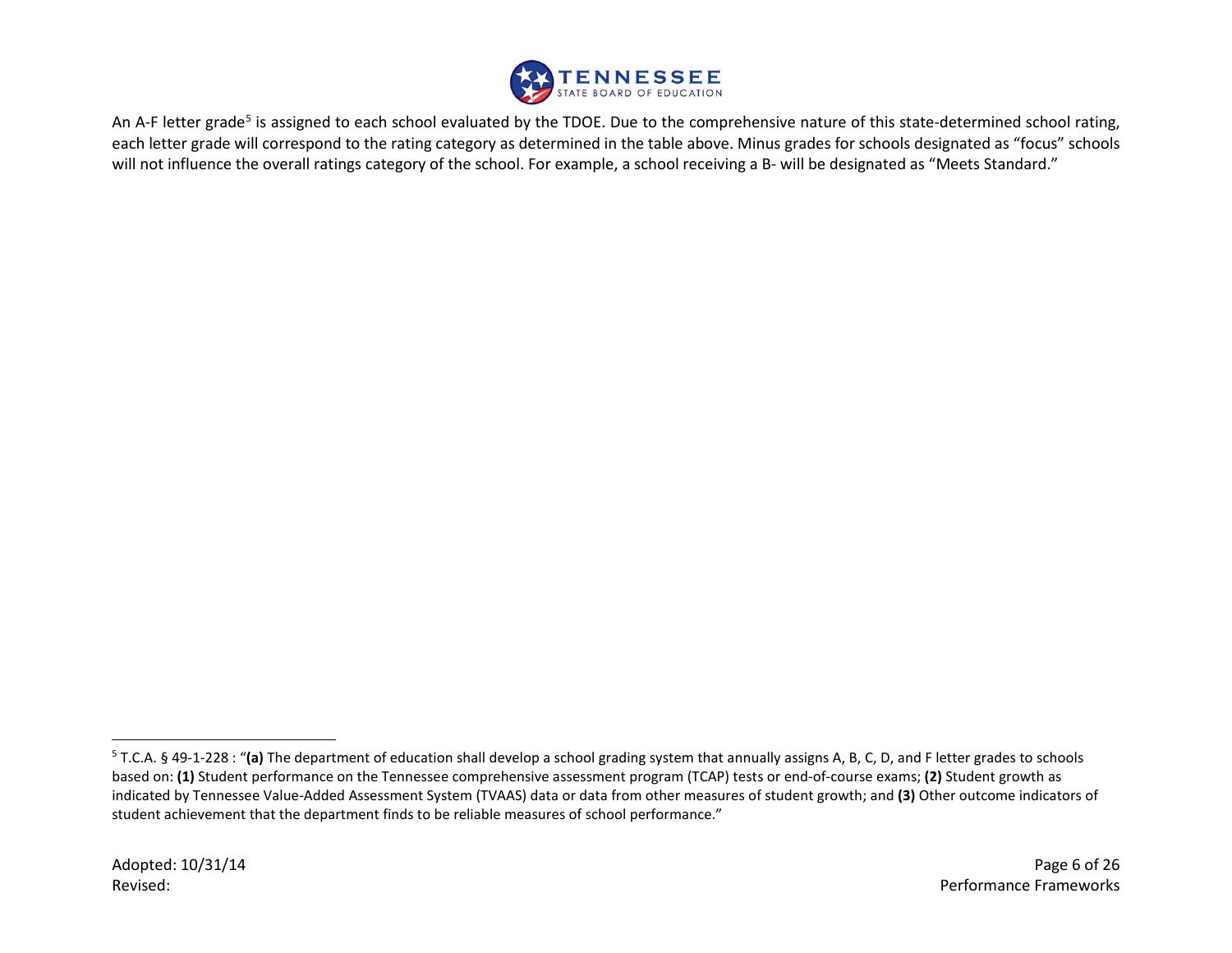An A-F letter grade[5] is assigned to each school evaluated by the TDOE. Due to the comprehensive nature of this state-determined school rating, each letter grade will correspond to the rating category as determined in the table above. Minus grades for schools designated as "focus" schools will not influence the overall ratings category of the school. For example, a school receiving a B- will be designated as "Meets Standard."

[5] T.C.A. § 49-1-228 : "**(a)** The department of education shall develop a school grading system that annually assigns A, B, C, D, and F letter grades to schools based on: **(1)** Student performance on the Tennessee comprehensive assessment program (TCAP) tests or end-of-course exams; **(2)** Student growth as indicated by Tennessee Value-Added Assessment System (TVAAS) data or data from other measures of student growth; and **(3)** Other outcome indicators of student achievement that the department finds to be reliable measures of school performance."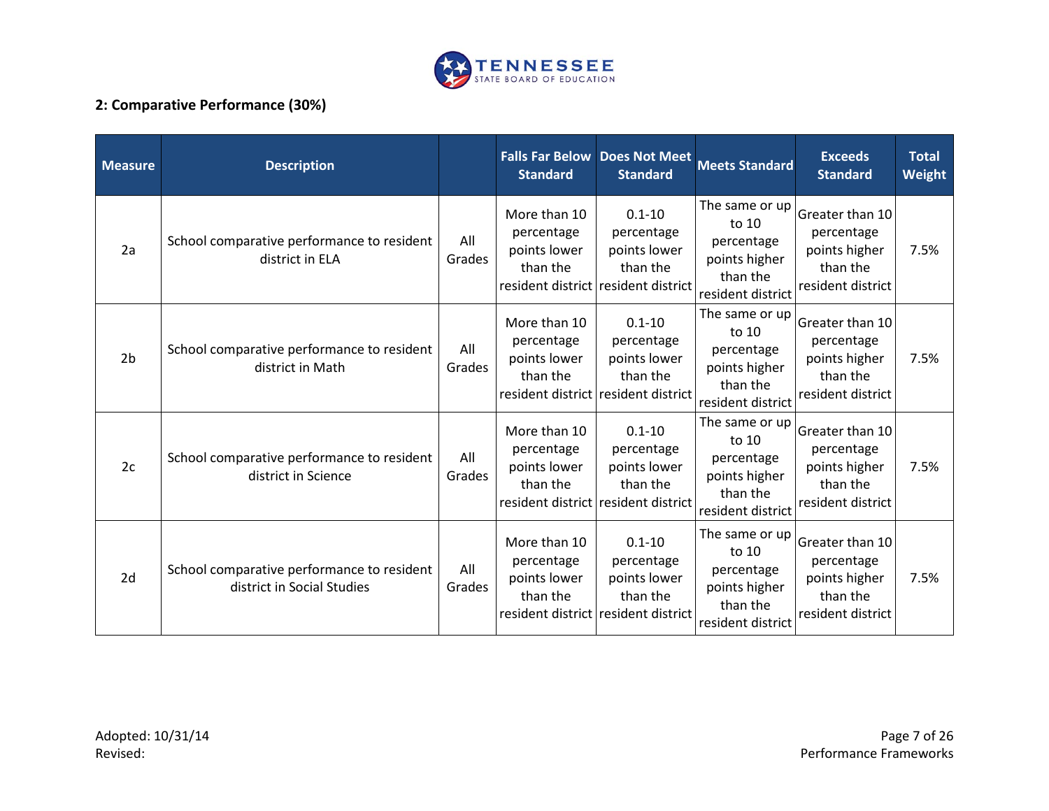## 2: Comparative Performance (30%)

| Measure | Description | | Falls Far Below Standard | Does Not Meet Standard | Meets Standard | Exceeds Standard | Total Weight |
|---|---|---|---|---|---|---|---|
| 2a | School comparative performance to resident district in ELA | All Grades | More than 10 percentage points lower than the resident district | 0.1-10 percentage points lower than the resident district | The same or up to 10 percentage points higher than the resident district | Greater than 10 percentage points higher than the resident district | 7.5% |
| 2b | School comparative performance to resident district in Math | All Grades | More than 10 percentage points lower than the resident district | 0.1-10 percentage points lower than the resident district | The same or up to 10 percentage points higher than the resident district | Greater than 10 percentage points higher than the resident district | 7.5% |
| 2c | School comparative performance to resident district in Science | All Grades | More than 10 percentage points lower than the resident district | 0.1-10 percentage points lower than the resident district | The same or up to 10 percentage points higher than the resident district | Greater than 10 percentage points higher than the resident district | 7.5% |
| 2d | School comparative performance to resident district in Social Studies | All Grades | More than 10 percentage points lower than the resident district | 0.1-10 percentage points lower than the resident district | The same or up to 10 percentage points higher than the resident district | Greater than 10 percentage points higher than the resident district | 7.5% |

Adopted: 10/31/14
Revised: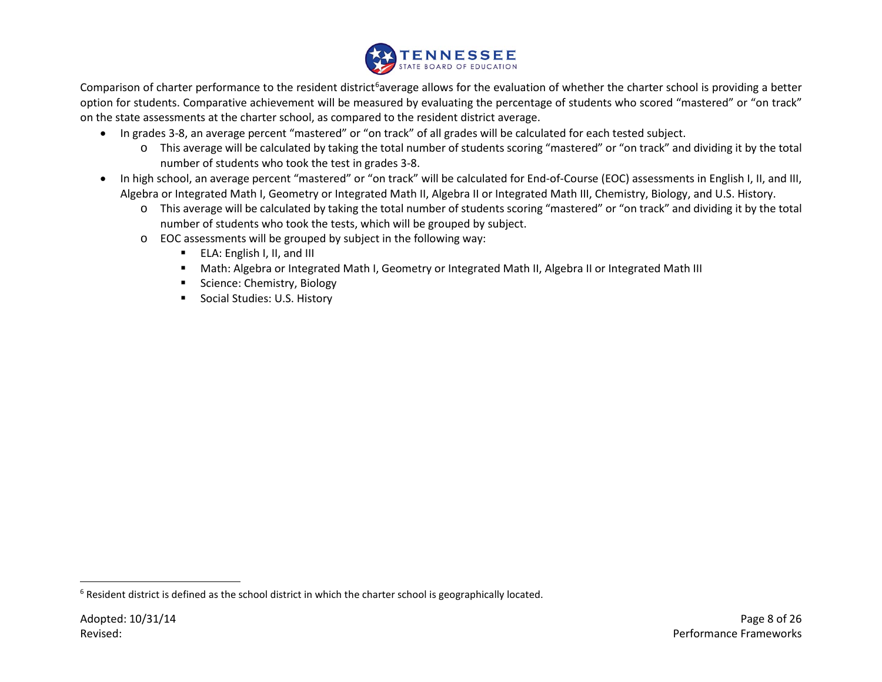Comparison of charter performance to the resident district[6] average allows for the evaluation of whether the charter school is providing a better option for students. Comparative achievement will be measured by evaluating the percentage of students who scored "mastered" or "on track" on the state assessments at the charter school, as compared to the resident district average.

- In grades 3-8, an average percent "mastered" or "on track" of all grades will be calculated for each tested subject.
  - This average will be calculated by taking the total number of students scoring "mastered" or "on track" and dividing it by the total number of students who took the test in grades 3-8.
- In high school, an average percent "mastered" or "on track" will be calculated for End-of-Course (EOC) assessments in English I, II, and III, Algebra or Integrated Math I, Geometry or Integrated Math II, Algebra II or Integrated Math III, Chemistry, Biology, and U.S. History.
  - This average will be calculated by taking the total number of students scoring "mastered" or "on track" and dividing it by the total number of students who took the tests, which will be grouped by subject.
  - EOC assessments will be grouped by subject in the following way:
    - ELA: English I, II, and III
    - Math: Algebra or Integrated Math I, Geometry or Integrated Math II, Algebra II or Integrated Math III
    - Science: Chemistry, Biology
    - Social Studies: U.S. History

[6] Resident district is defined as the school district in which the charter school is geographically located.

Adopted: 10/31/14
Revised: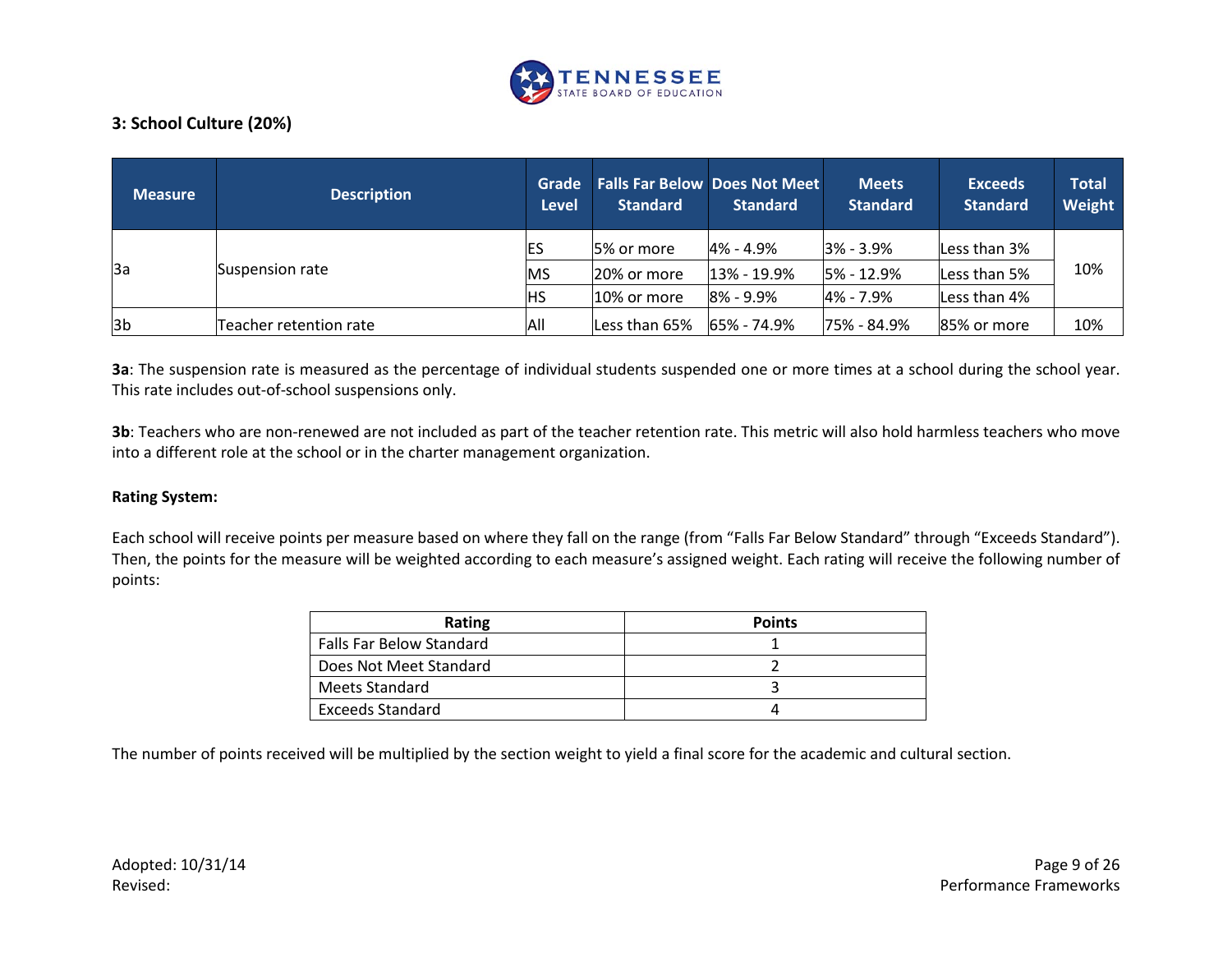## 3: School Culture (20%)

| Measure | Description | Grade Level | Falls Far Below Standard | Does Not Meet Standard | Meets Standard | Exceeds Standard | Total Weight |
|---|---|---|---|---|---|---|---|
| 3a | Suspension rate | ES | 5% or more | 4% - 4.9% | 3% - 3.9% | Less than 3% | 10% |
| | | MS | 20% or more | 13% - 19.9% | 5% - 12.9% | Less than 5% | |
| | | HS | 10% or more | 8% - 9.9% | 4% - 7.9% | Less than 4% | |
| 3b | Teacher retention rate | All | Less than 65% | 65% - 74.9% | 75% - 84.9% | 85% or more | 10% |

**3a**: The suspension rate is measured as the percentage of individual students suspended one or more times at a school during the school year. This rate includes out-of-school suspensions only.

**3b**: Teachers who are non-renewed are not included as part of the teacher retention rate. This metric will also hold harmless teachers who move into a different role at the school or in the charter management organization.

**Rating System:**

Each school will receive points per measure based on where they fall on the range (from "Falls Far Below Standard" through "Exceeds Standard"). Then, the points for the measure will be weighted according to each measure's assigned weight. Each rating will receive the following number of points:

| Rating | Points |
|---|---|
| Falls Far Below Standard | 1 |
| Does Not Meet Standard | 2 |
| Meets Standard | 3 |
| Exceeds Standard | 4 |

The number of points received will be multiplied by the section weight to yield a final score for the academic and cultural section.

Adopted: 10/31/14
Revised: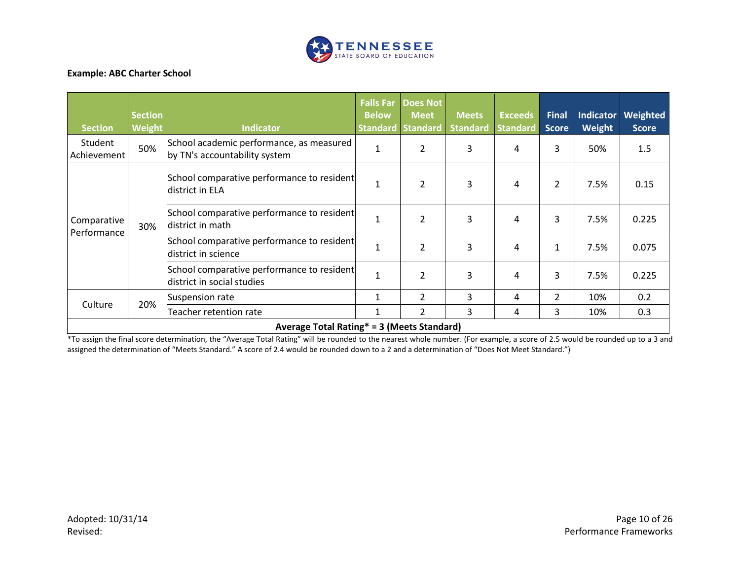**Example: ABC Charter School**

| Section | Section Weight | Indicator | Falls Far Below Standard | Does Not Meet Standard | Meets Standard | Exceeds Standard | Final Score | Indicator Weight | Weighted Score |
|---|---|---|---|---|---|---|---|---|---|
| Student Achievement | 50% | School academic performance, as measured by TN's accountability system | 1 | 2 | 3 | 4 | 3 | 50% | 1.5 |
| Comparative Performance | 30% | School comparative performance to resident district in ELA | 1 | 2 | 3 | 4 | 2 | 7.5% | 0.15 |
| | | School comparative performance to resident district in math | 1 | 2 | 3 | 4 | 3 | 7.5% | 0.225 |
| | | School comparative performance to resident district in science | 1 | 2 | 3 | 4 | 1 | 7.5% | 0.075 |
| | | School comparative performance to resident district in social studies | 1 | 2 | 3 | 4 | 3 | 7.5% | 0.225 |
| Culture | 20% | Suspension rate | 1 | 2 | 3 | 4 | 2 | 10% | 0.2 |
| | | Teacher retention rate | 1 | 2 | 3 | 4 | 3 | 10% | 0.3 |
| **Average Total Rating* = 3 (Meets Standard)** | | | | | | | | | |

*To assign the final score determination, the "Average Total Rating" will be rounded to the nearest whole number. (For example, a score of 2.5 would be rounded up to a 3 and assigned the determination of "Meets Standard." A score of 2.4 would be rounded down to a 2 and a determination of "Does Not Meet Standard.")

Adopted: 10/31/14
Revised: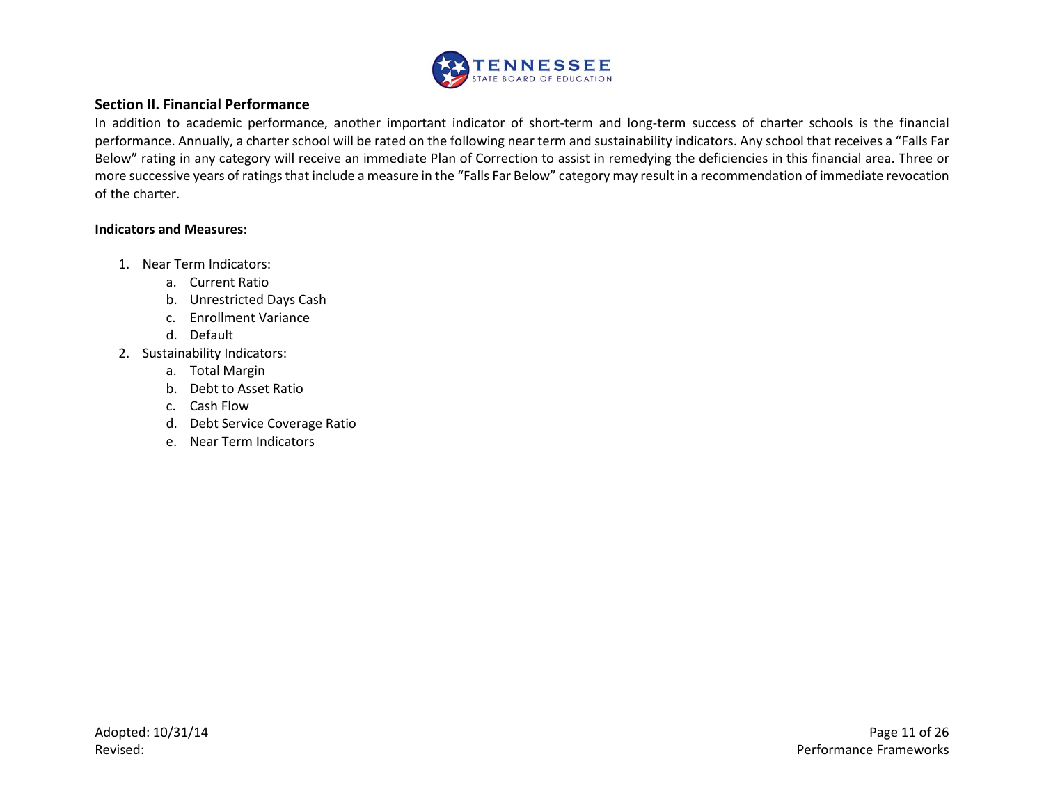## Section II. Financial Performance

In addition to academic performance, another important indicator of short-term and long-term success of charter schools is the financial performance. Annually, a charter school will be rated on the following near term and sustainability indicators. Any school that receives a "Falls Far Below" rating in any category will receive an immediate Plan of Correction to assist in remedying the deficiencies in this financial area. Three or more successive years of ratings that include a measure in the "Falls Far Below" category may result in a recommendation of immediate revocation of the charter.

**Indicators and Measures:**

1. Near Term Indicators:
    a. Current Ratio
    b. Unrestricted Days Cash
    c. Enrollment Variance
    d. Default
2. Sustainability Indicators:
    a. Total Margin
    b. Debt to Asset Ratio
    c. Cash Flow
    d. Debt Service Coverage Ratio
    e. Near Term Indicators

Adopted: 10/31/14
Revised: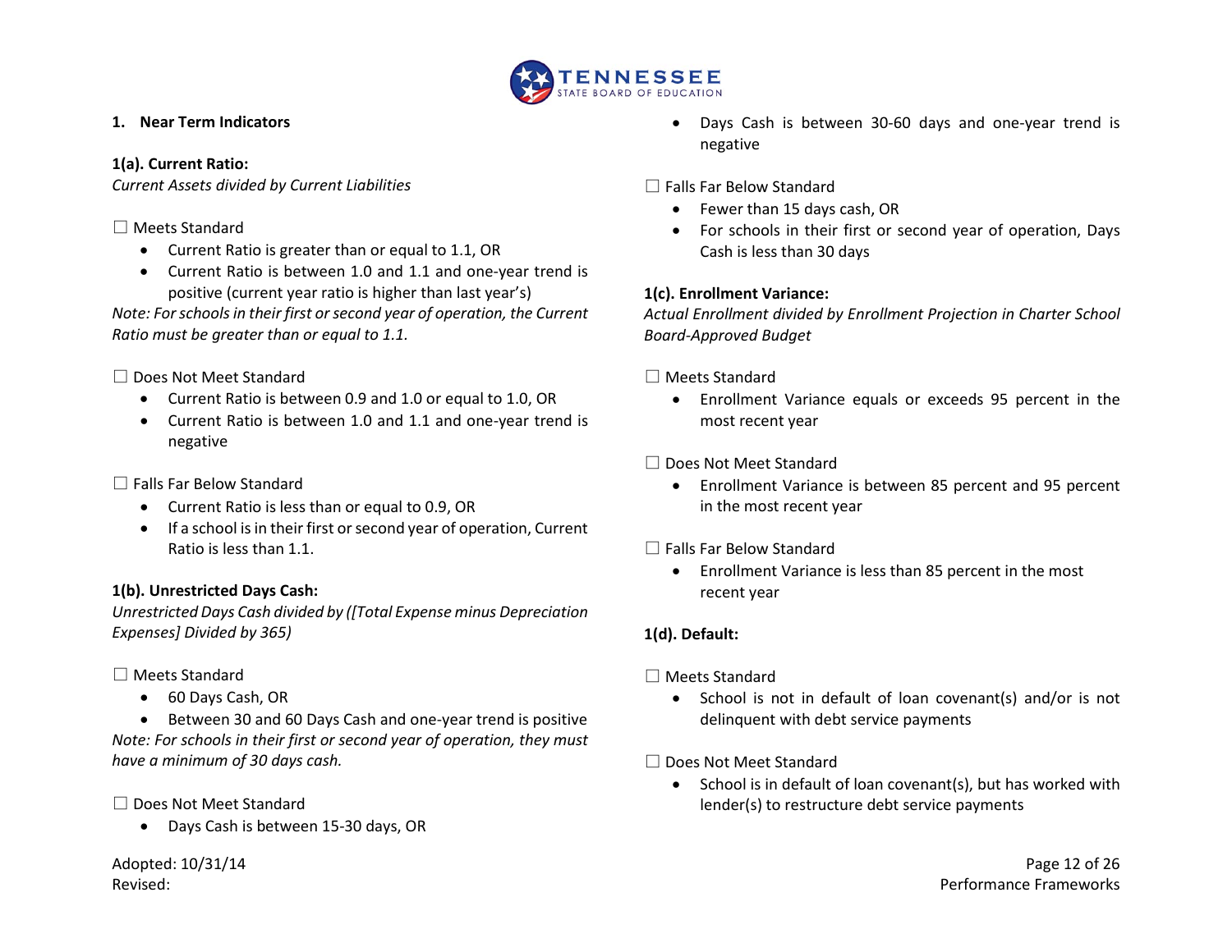## 1. Near Term Indicators

**1(a). Current Ratio:**

*Current Assets divided by Current Liabilities*

☐ Meets Standard

- Current Ratio is greater than or equal to 1.1, OR
- Current Ratio is between 1.0 and 1.1 and one-year trend is positive (current year ratio is higher than last year's)

*Note: For schools in their first or second year of operation, the Current Ratio must be greater than or equal to 1.1.*

☐ Does Not Meet Standard

- Current Ratio is between 0.9 and 1.0 or equal to 1.0, OR
- Current Ratio is between 1.0 and 1.1 and one-year trend is negative

☐ Falls Far Below Standard

- Current Ratio is less than or equal to 0.9, OR
- If a school is in their first or second year of operation, Current Ratio is less than 1.1.

**1(b). Unrestricted Days Cash:**

*Unrestricted Days Cash divided by ([Total Expense minus Depreciation Expenses] Divided by 365)*

☐ Meets Standard

- 60 Days Cash, OR
- Between 30 and 60 Days Cash and one-year trend is positive

*Note: For schools in their first or second year of operation, they must have a minimum of 30 days cash.*

☐ Does Not Meet Standard

- Days Cash is between 15-30 days, OR
- Days Cash is between 30-60 days and one-year trend is negative

☐ Falls Far Below Standard

- Fewer than 15 days cash, OR
- For schools in their first or second year of operation, Days Cash is less than 30 days

**1(c). Enrollment Variance:**

*Actual Enrollment divided by Enrollment Projection in Charter School Board-Approved Budget*

☐ Meets Standard

- Enrollment Variance equals or exceeds 95 percent in the most recent year

☐ Does Not Meet Standard

- Enrollment Variance is between 85 percent and 95 percent in the most recent year

☐ Falls Far Below Standard

- Enrollment Variance is less than 85 percent in the most recent year

**1(d). Default:**

☐ Meets Standard

- School is not in default of loan covenant(s) and/or is not delinquent with debt service payments

☐ Does Not Meet Standard

- School is in default of loan covenant(s), but has worked with lender(s) to restructure debt service payments

Adopted: 10/31/14
Revised: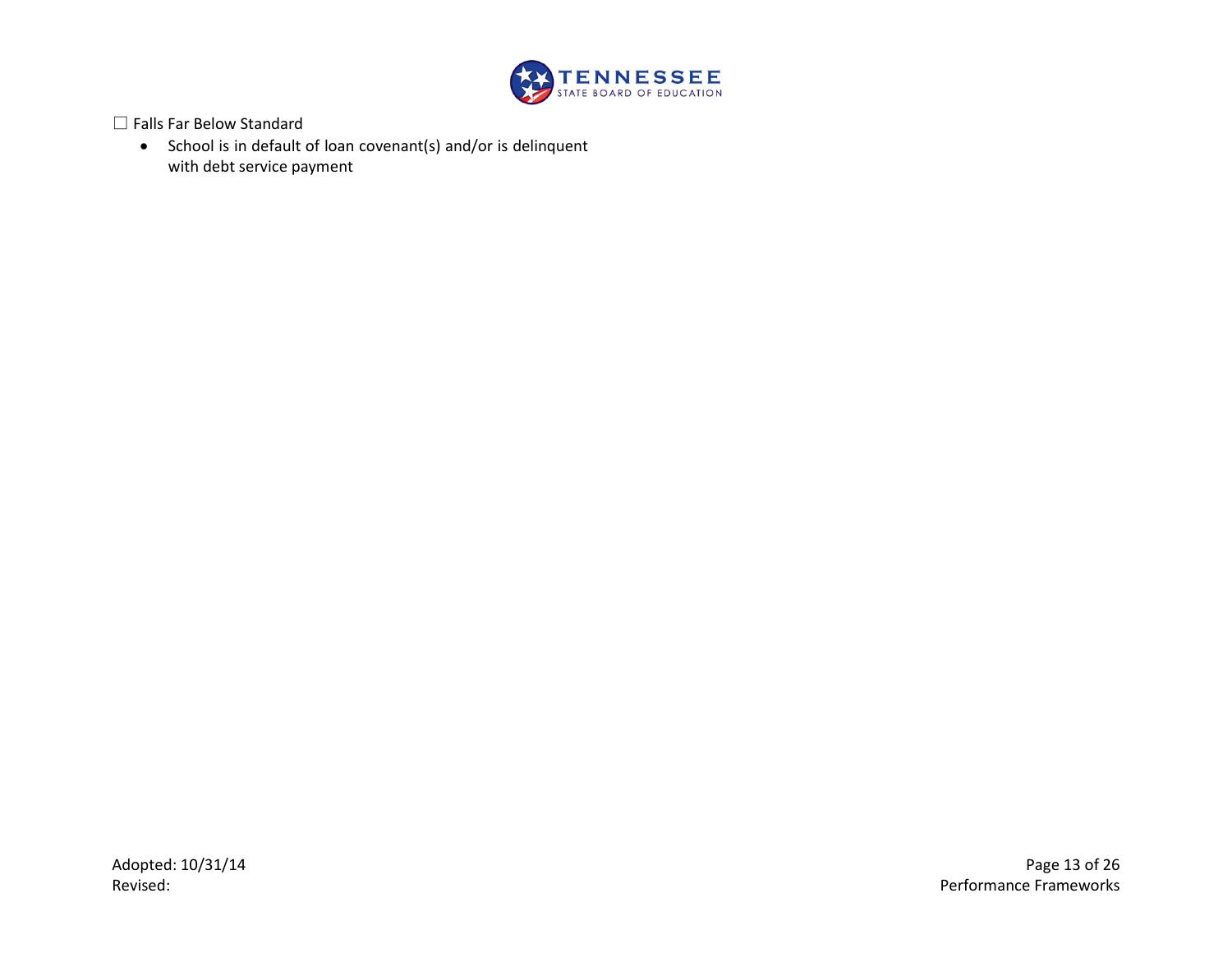☐ Falls Far Below Standard

- School is in default of loan covenant(s) and/or is delinquent with debt service payment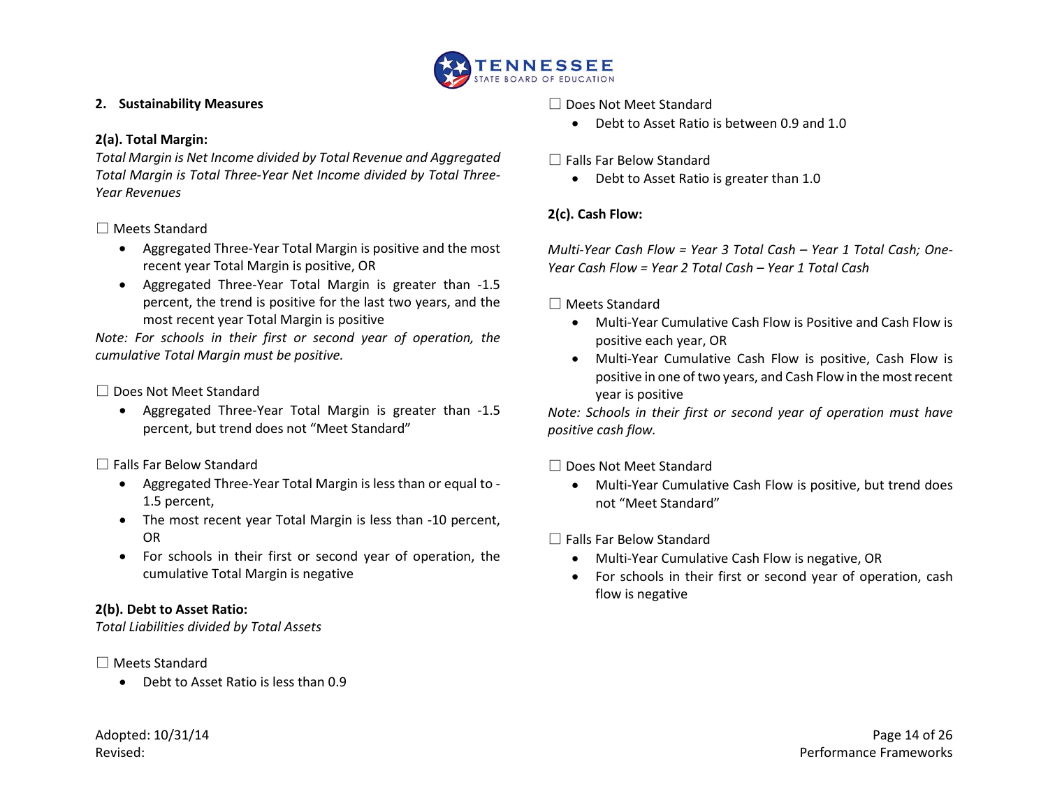## 2. Sustainability Measures

### 2(a). Total Margin:

*Total Margin is Net Income divided by Total Revenue and Aggregated Total Margin is Total Three-Year Net Income divided by Total Three-Year Revenues*

☐ Meets Standard

- Aggregated Three-Year Total Margin is positive and the most recent year Total Margin is positive, OR
- Aggregated Three-Year Total Margin is greater than -1.5 percent, the trend is positive for the last two years, and the most recent year Total Margin is positive

*Note: For schools in their first or second year of operation, the cumulative Total Margin must be positive.*

☐ Does Not Meet Standard

- Aggregated Three-Year Total Margin is greater than -1.5 percent, but trend does not "Meet Standard"

☐ Falls Far Below Standard

- Aggregated Three-Year Total Margin is less than or equal to -1.5 percent,
- The most recent year Total Margin is less than -10 percent, OR
- For schools in their first or second year of operation, the cumulative Total Margin is negative

### 2(b). Debt to Asset Ratio:

*Total Liabilities divided by Total Assets*

☐ Meets Standard

- Debt to Asset Ratio is less than 0.9

☐ Does Not Meet Standard

- Debt to Asset Ratio is between 0.9 and 1.0

☐ Falls Far Below Standard

- Debt to Asset Ratio is greater than 1.0

### 2(c). Cash Flow:

*Multi-Year Cash Flow = Year 3 Total Cash – Year 1 Total Cash; One-Year Cash Flow = Year 2 Total Cash – Year 1 Total Cash*

☐ Meets Standard

- Multi-Year Cumulative Cash Flow is Positive and Cash Flow is positive each year, OR
- Multi-Year Cumulative Cash Flow is positive, Cash Flow is positive in one of two years, and Cash Flow in the most recent year is positive

*Note: Schools in their first or second year of operation must have positive cash flow.*

☐ Does Not Meet Standard

- Multi-Year Cumulative Cash Flow is positive, but trend does not "Meet Standard"

☐ Falls Far Below Standard

- Multi-Year Cumulative Cash Flow is negative, OR
- For schools in their first or second year of operation, cash flow is negative

Adopted: 10/31/14
Revised: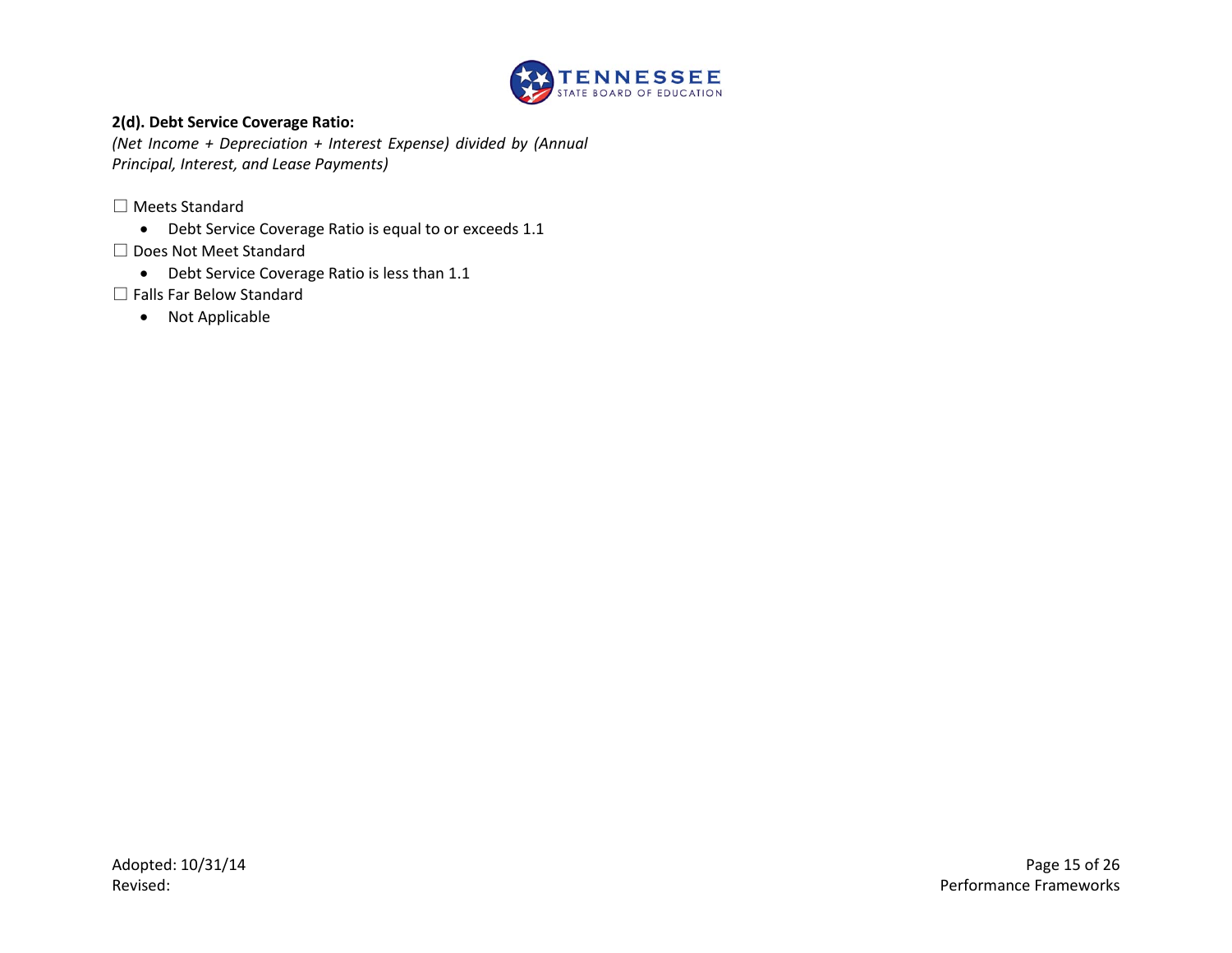**2(d). Debt Service Coverage Ratio:**
*(Net Income + Depreciation + Interest Expense) divided by (Annual Principal, Interest, and Lease Payments)*

☐ Meets Standard

- Debt Service Coverage Ratio is equal to or exceeds 1.1

☐ Does Not Meet Standard

- Debt Service Coverage Ratio is less than 1.1

☐ Falls Far Below Standard

- Not Applicable

Adopted: 10/31/14
Revised: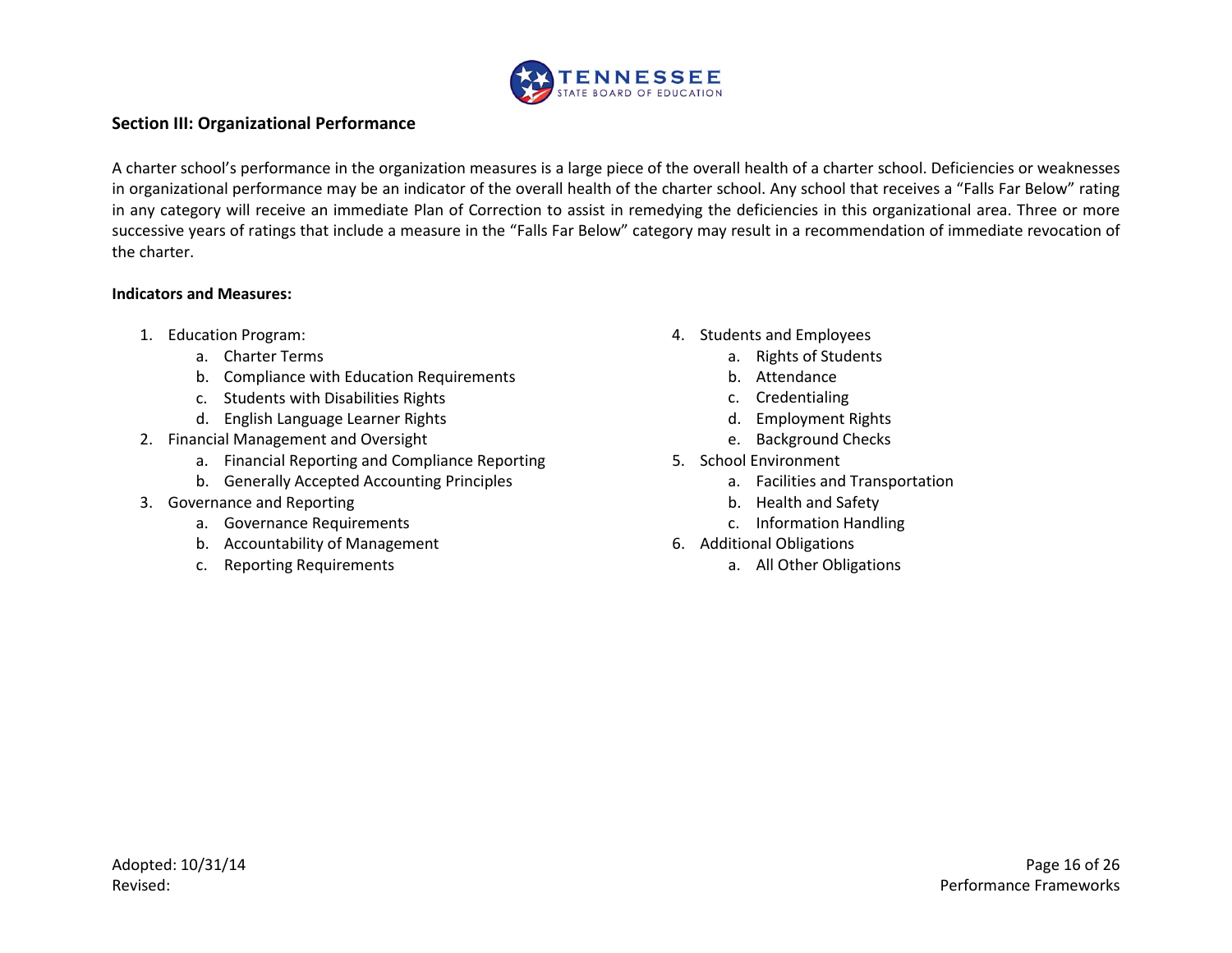## Section III: Organizational Performance

A charter school's performance in the organization measures is a large piece of the overall health of a charter school. Deficiencies or weaknesses in organizational performance may be an indicator of the overall health of the charter school. Any school that receives a "Falls Far Below" rating in any category will receive an immediate Plan of Correction to assist in remedying the deficiencies in this organizational area. Three or more successive years of ratings that include a measure in the "Falls Far Below" category may result in a recommendation of immediate revocation of the charter.

**Indicators and Measures:**

1. Education Program:
   a. Charter Terms
   b. Compliance with Education Requirements
   c. Students with Disabilities Rights
   d. English Language Learner Rights
2. Financial Management and Oversight
   a. Financial Reporting and Compliance Reporting
   b. Generally Accepted Accounting Principles
3. Governance and Reporting
   a. Governance Requirements
   b. Accountability of Management
   c. Reporting Requirements
4. Students and Employees
   a. Rights of Students
   b. Attendance
   c. Credentialing
   d. Employment Rights
   e. Background Checks
5. School Environment
   a. Facilities and Transportation
   b. Health and Safety
   c. Information Handling
6. Additional Obligations
   a. All Other Obligations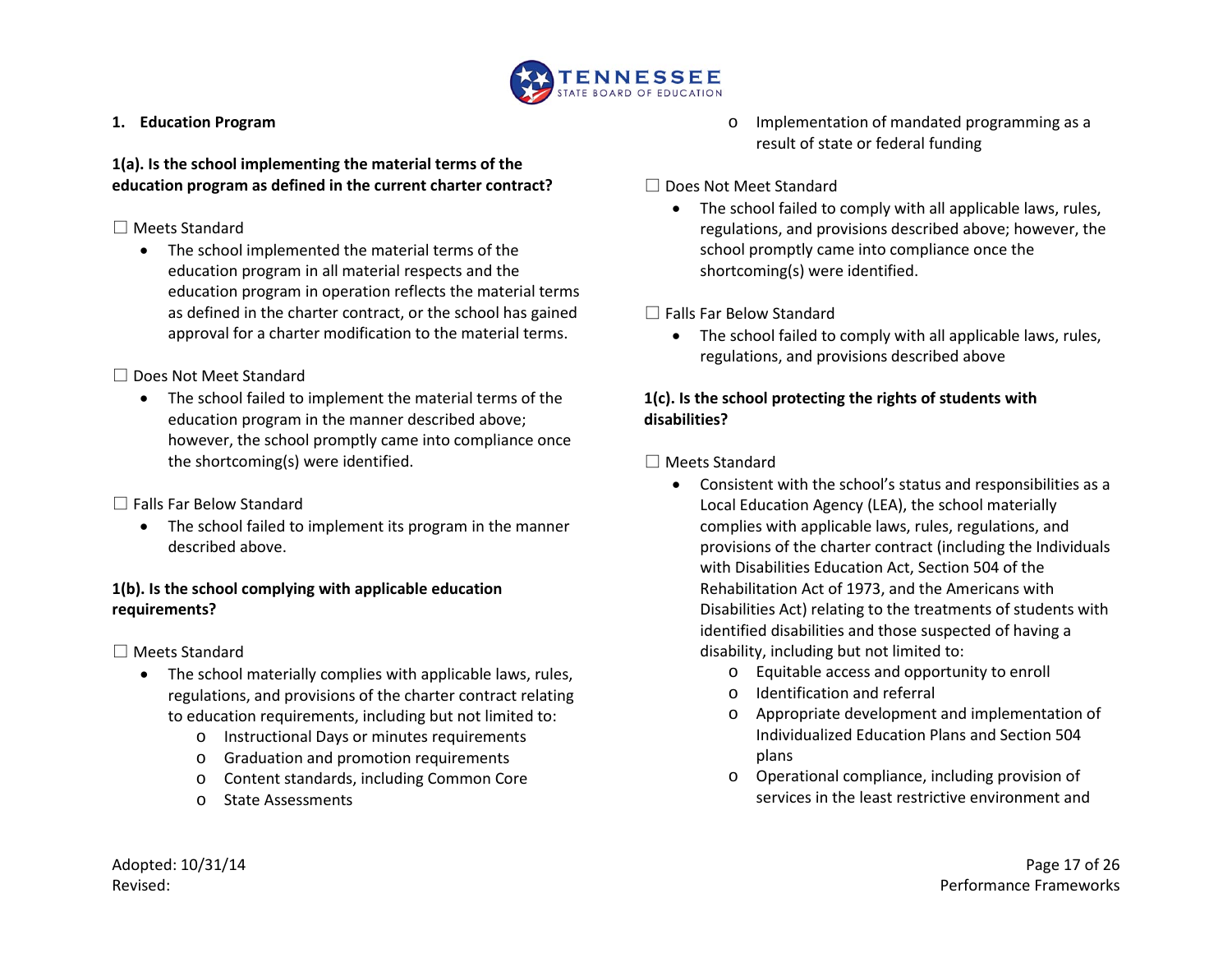## 1. Education Program

**1(a). Is the school implementing the material terms of the education program as defined in the current charter contract?**

☐ Meets Standard

- The school implemented the material terms of the education program in all material respects and the education program in operation reflects the material terms as defined in the charter contract, or the school has gained approval for a charter modification to the material terms.

☐ Does Not Meet Standard

- The school failed to implement the material terms of the education program in the manner described above; however, the school promptly came into compliance once the shortcoming(s) were identified.

☐ Falls Far Below Standard

- The school failed to implement its program in the manner described above.

**1(b). Is the school complying with applicable education requirements?**

☐ Meets Standard

- The school materially complies with applicable laws, rules, regulations, and provisions of the charter contract relating to education requirements, including but not limited to:
  - Instructional Days or minutes requirements
  - Graduation and promotion requirements
  - Content standards, including Common Core
  - State Assessments
  - Implementation of mandated programming as a result of state or federal funding

☐ Does Not Meet Standard

- The school failed to comply with all applicable laws, rules, regulations, and provisions described above; however, the school promptly came into compliance once the shortcoming(s) were identified.

☐ Falls Far Below Standard

- The school failed to comply with all applicable laws, rules, regulations, and provisions described above

**1(c). Is the school protecting the rights of students with disabilities?**

☐ Meets Standard

- Consistent with the school's status and responsibilities as a Local Education Agency (LEA), the school materially complies with applicable laws, rules, regulations, and provisions of the charter contract (including the Individuals with Disabilities Education Act, Section 504 of the Rehabilitation Act of 1973, and the Americans with Disabilities Act) relating to the treatments of students with identified disabilities and those suspected of having a disability, including but not limited to:
  - Equitable access and opportunity to enroll
  - Identification and referral
  - Appropriate development and implementation of Individualized Education Plans and Section 504 plans
  - Operational compliance, including provision of services in the least restrictive environment and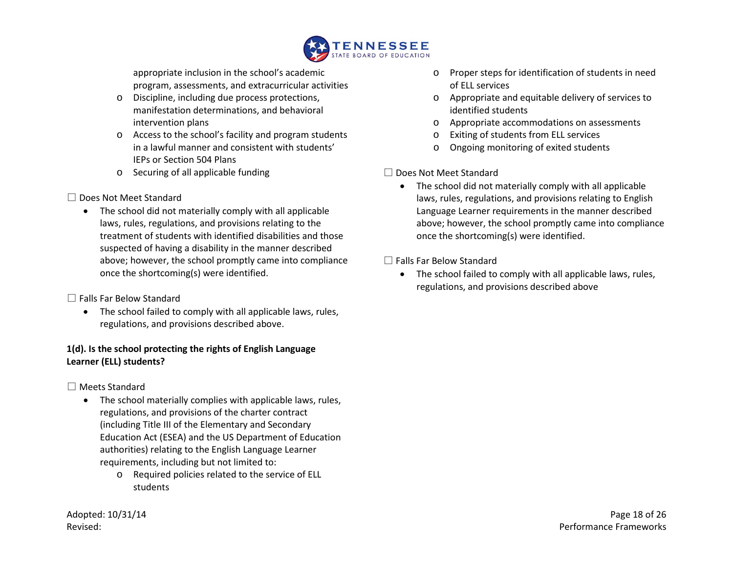appropriate inclusion in the school's academic program, assessments, and extracurricular activities
- Discipline, including due process protections, manifestation determinations, and behavioral intervention plans
- Access to the school's facility and program students in a lawful manner and consistent with students' IEPs or Section 504 Plans
- Securing of all applicable funding

☐ Does Not Meet Standard

- The school did not materially comply with all applicable laws, rules, regulations, and provisions relating to the treatment of students with identified disabilities and those suspected of having a disability in the manner described above; however, the school promptly came into compliance once the shortcoming(s) were identified.

☐ Falls Far Below Standard

- The school failed to comply with all applicable laws, rules, regulations, and provisions described above.

**1(d). Is the school protecting the rights of English Language Learner (ELL) students?**

☐ Meets Standard

- The school materially complies with applicable laws, rules, regulations, and provisions of the charter contract (including Title III of the Elementary and Secondary Education Act (ESEA) and the US Department of Education authorities) relating to the English Language Learner requirements, including but not limited to:
  - Required policies related to the service of ELL students
  - Proper steps for identification of students in need of ELL services
  - Appropriate and equitable delivery of services to identified students
  - Appropriate accommodations on assessments
  - Exiting of students from ELL services
  - Ongoing monitoring of exited students

☐ Does Not Meet Standard

- The school did not materially comply with all applicable laws, rules, regulations, and provisions relating to English Language Learner requirements in the manner described above; however, the school promptly came into compliance once the shortcoming(s) were identified.

☐ Falls Far Below Standard

- The school failed to comply with all applicable laws, rules, regulations, and provisions described above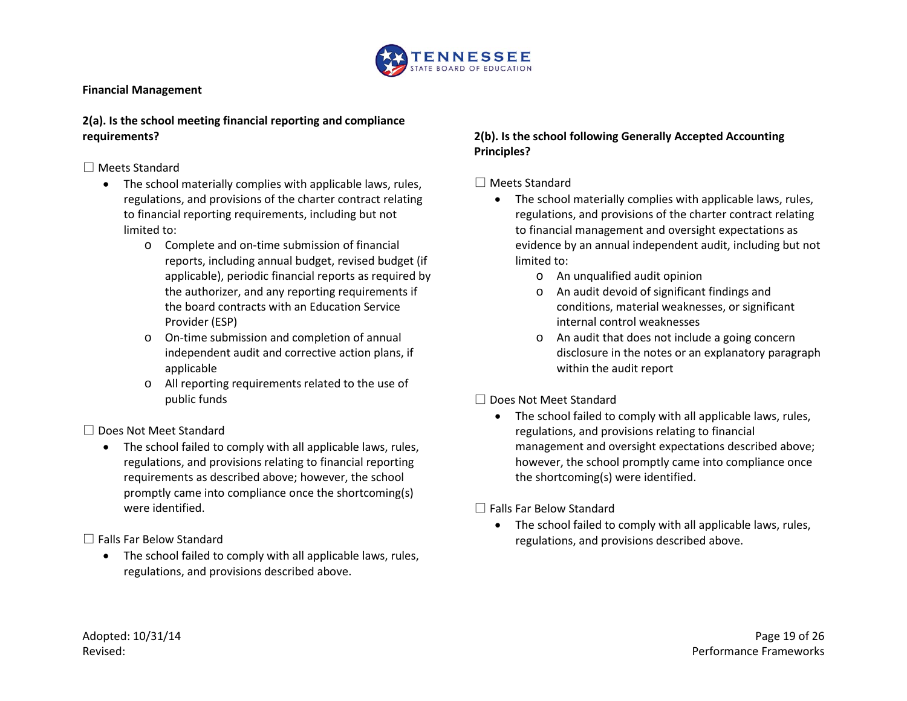**Financial Management**

**2(a). Is the school meeting financial reporting and compliance requirements?**

☐ Meets Standard

- The school materially complies with applicable laws, rules, regulations, and provisions of the charter contract relating to financial reporting requirements, including but not limited to:
  - Complete and on-time submission of financial reports, including annual budget, revised budget (if applicable), periodic financial reports as required by the authorizer, and any reporting requirements if the board contracts with an Education Service Provider (ESP)
  - On-time submission and completion of annual independent audit and corrective action plans, if applicable
  - All reporting requirements related to the use of public funds

☐ Does Not Meet Standard

- The school failed to comply with all applicable laws, rules, regulations, and provisions relating to financial reporting requirements as described above; however, the school promptly came into compliance once the shortcoming(s) were identified.

☐ Falls Far Below Standard

- The school failed to comply with all applicable laws, rules, regulations, and provisions described above.

**2(b). Is the school following Generally Accepted Accounting Principles?**

☐ Meets Standard

- The school materially complies with applicable laws, rules, regulations, and provisions of the charter contract relating to financial management and oversight expectations as evidence by an annual independent audit, including but not limited to:
  - An unqualified audit opinion
  - An audit devoid of significant findings and conditions, material weaknesses, or significant internal control weaknesses
  - An audit that does not include a going concern disclosure in the notes or an explanatory paragraph within the audit report

☐ Does Not Meet Standard

- The school failed to comply with all applicable laws, rules, regulations, and provisions relating to financial management and oversight expectations described above; however, the school promptly came into compliance once the shortcoming(s) were identified.

☐ Falls Far Below Standard

- The school failed to comply with all applicable laws, rules, regulations, and provisions described above.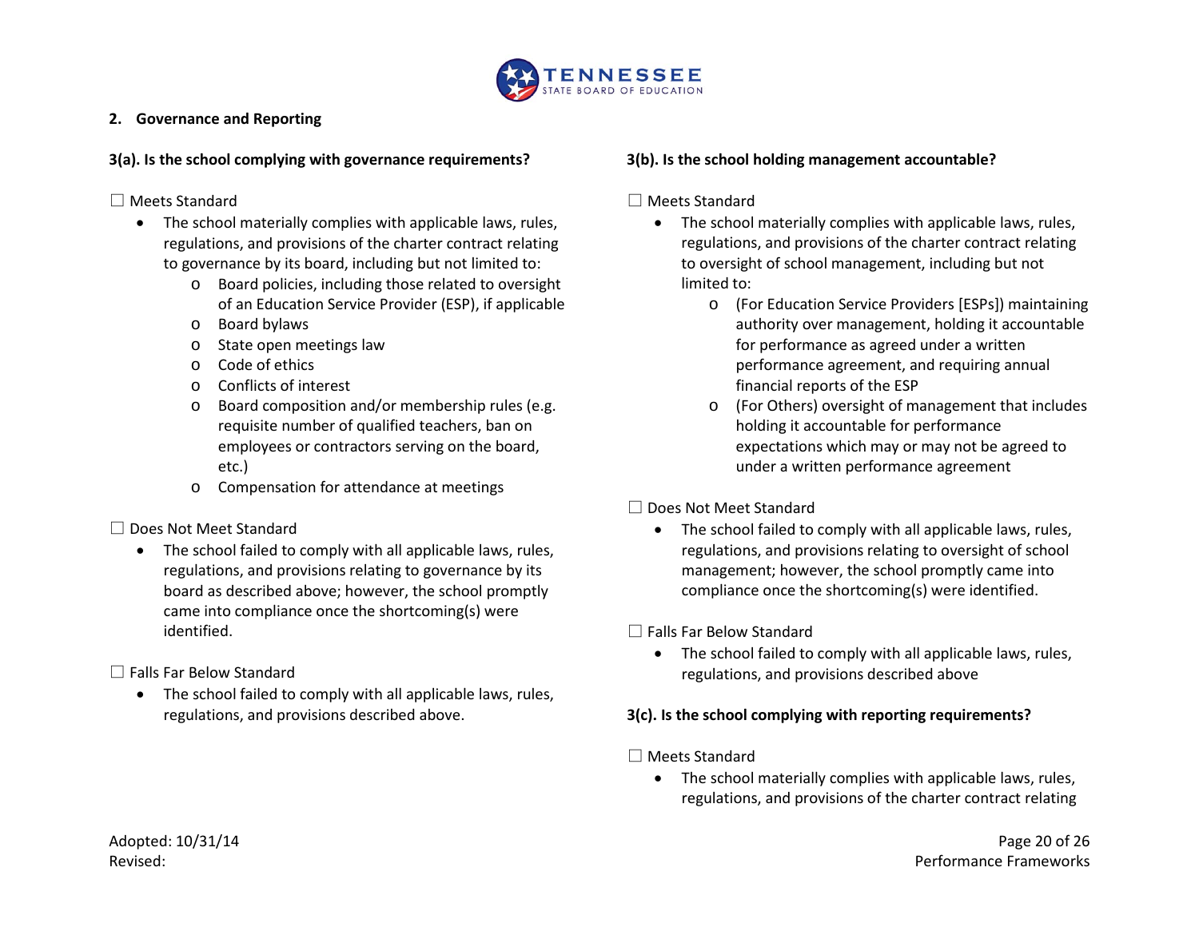## 2. Governance and Reporting

### 3(a). Is the school complying with governance requirements?

☐ Meets Standard

- The school materially complies with applicable laws, rules, regulations, and provisions of the charter contract relating to governance by its board, including but not limited to:
  - Board policies, including those related to oversight of an Education Service Provider (ESP), if applicable
  - Board bylaws
  - State open meetings law
  - Code of ethics
  - Conflicts of interest
  - Board composition and/or membership rules (e.g. requisite number of qualified teachers, ban on employees or contractors serving on the board, etc.)
  - Compensation for attendance at meetings

☐ Does Not Meet Standard

- The school failed to comply with all applicable laws, rules, regulations, and provisions relating to governance by its board as described above; however, the school promptly came into compliance once the shortcoming(s) were identified.

☐ Falls Far Below Standard

- The school failed to comply with all applicable laws, rules, regulations, and provisions described above.

### 3(b). Is the school holding management accountable?

☐ Meets Standard

- The school materially complies with applicable laws, rules, regulations, and provisions of the charter contract relating to oversight of school management, including but not limited to:
  - (For Education Service Providers [ESPs]) maintaining authority over management, holding it accountable for performance as agreed under a written performance agreement, and requiring annual financial reports of the ESP
  - (For Others) oversight of management that includes holding it accountable for performance expectations which may or may not be agreed to under a written performance agreement

☐ Does Not Meet Standard

- The school failed to comply with all applicable laws, rules, regulations, and provisions relating to oversight of school management; however, the school promptly came into compliance once the shortcoming(s) were identified.

☐ Falls Far Below Standard

- The school failed to comply with all applicable laws, rules, regulations, and provisions described above

### 3(c). Is the school complying with reporting requirements?

☐ Meets Standard

- The school materially complies with applicable laws, rules, regulations, and provisions of the charter contract relating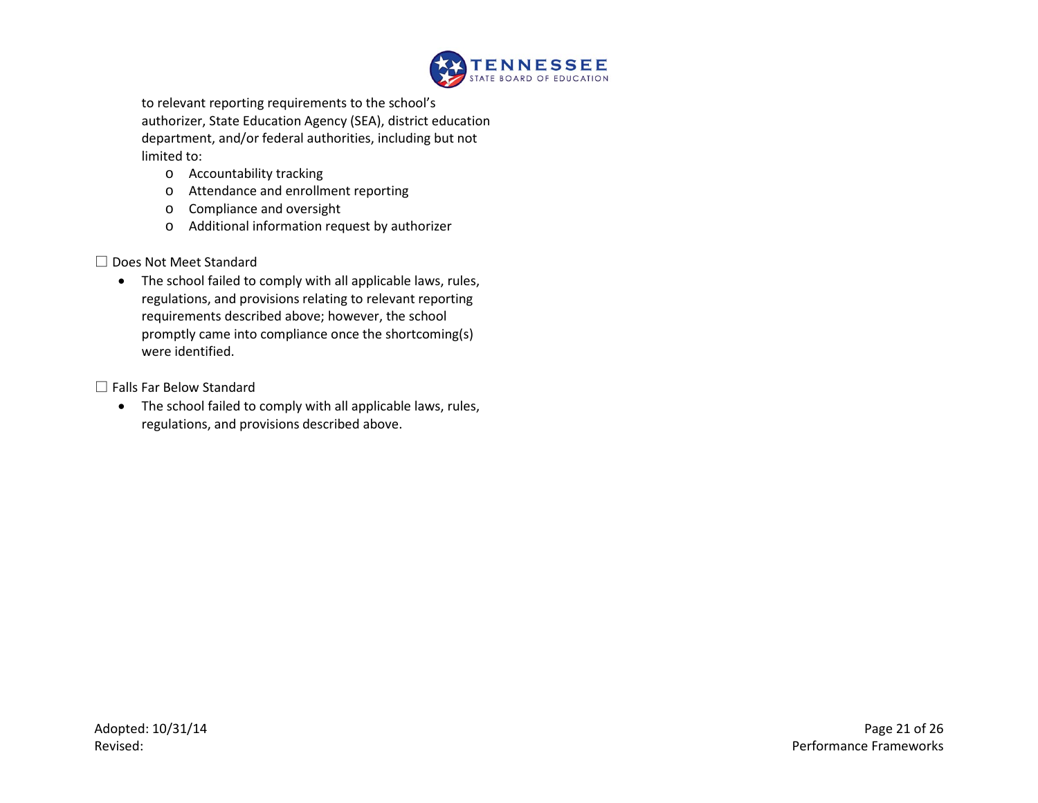to relevant reporting requirements to the school's authorizer, State Education Agency (SEA), district education department, and/or federal authorities, including but not limited to:

  - Accountability tracking
  - Attendance and enrollment reporting
  - Compliance and oversight
  - Additional information request by authorizer

☐ Does Not Meet Standard

- The school failed to comply with all applicable laws, rules, regulations, and provisions relating to relevant reporting requirements described above; however, the school promptly came into compliance once the shortcoming(s) were identified.

☐ Falls Far Below Standard

- The school failed to comply with all applicable laws, rules, regulations, and provisions described above.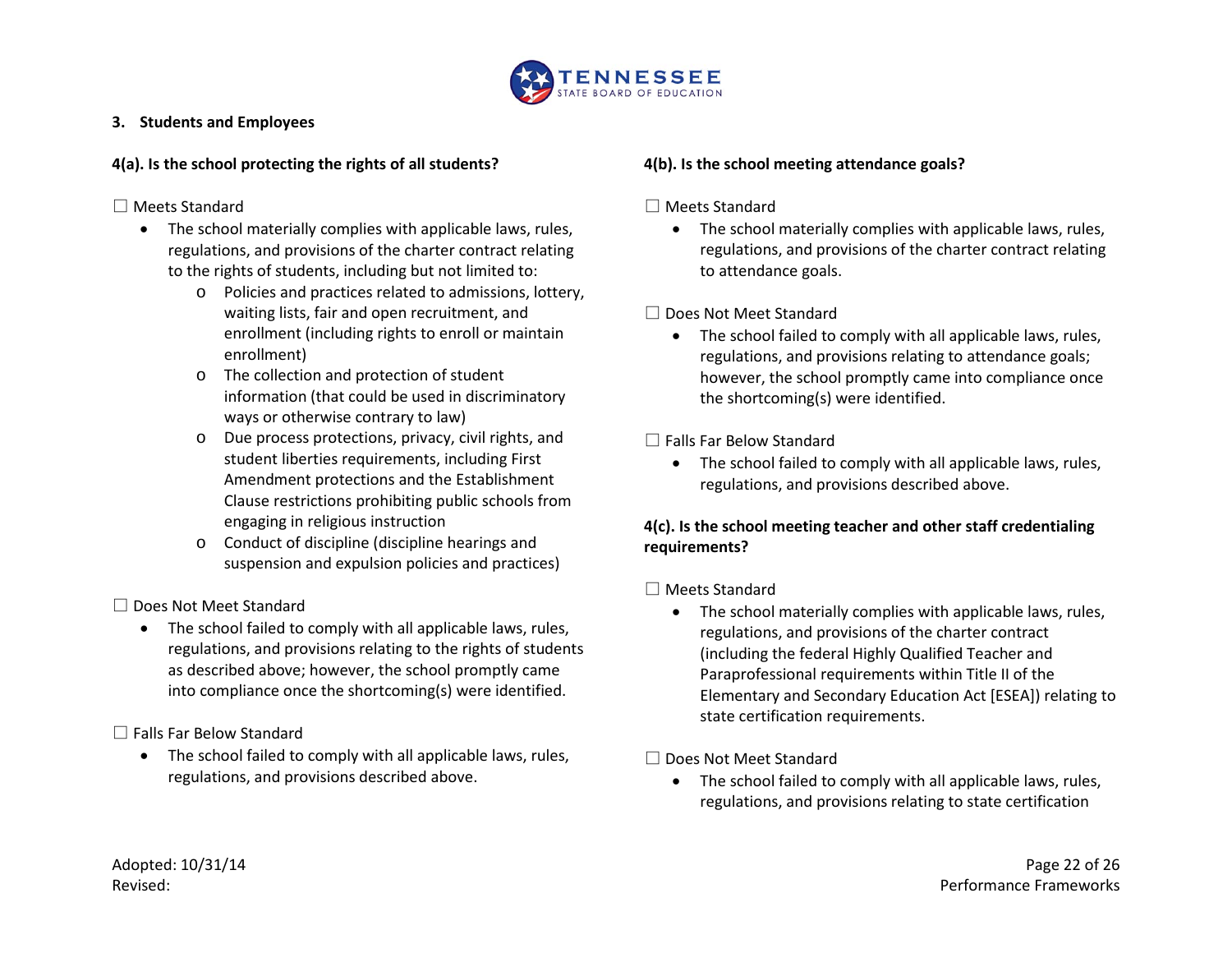**3. Students and Employees**

**4(a). Is the school protecting the rights of all students?**

☐ Meets Standard

- The school materially complies with applicable laws, rules, regulations, and provisions of the charter contract relating to the rights of students, including but not limited to:
  - Policies and practices related to admissions, lottery, waiting lists, fair and open recruitment, and enrollment (including rights to enroll or maintain enrollment)
  - The collection and protection of student information (that could be used in discriminatory ways or otherwise contrary to law)
  - Due process protections, privacy, civil rights, and student liberties requirements, including First Amendment protections and the Establishment Clause restrictions prohibiting public schools from engaging in religious instruction
  - Conduct of discipline (discipline hearings and suspension and expulsion policies and practices)

☐ Does Not Meet Standard

- The school failed to comply with all applicable laws, rules, regulations, and provisions relating to the rights of students as described above; however, the school promptly came into compliance once the shortcoming(s) were identified.

☐ Falls Far Below Standard

- The school failed to comply with all applicable laws, rules, regulations, and provisions described above.

**4(b). Is the school meeting attendance goals?**

☐ Meets Standard

- The school materially complies with applicable laws, rules, regulations, and provisions of the charter contract relating to attendance goals.

☐ Does Not Meet Standard

- The school failed to comply with all applicable laws, rules, regulations, and provisions relating to attendance goals; however, the school promptly came into compliance once the shortcoming(s) were identified.

☐ Falls Far Below Standard

- The school failed to comply with all applicable laws, rules, regulations, and provisions described above.

**4(c). Is the school meeting teacher and other staff credentialing requirements?**

☐ Meets Standard

- The school materially complies with applicable laws, rules, regulations, and provisions of the charter contract (including the federal Highly Qualified Teacher and Paraprofessional requirements within Title II of the Elementary and Secondary Education Act [ESEA]) relating to state certification requirements.

☐ Does Not Meet Standard

- The school failed to comply with all applicable laws, rules, regulations, and provisions relating to state certification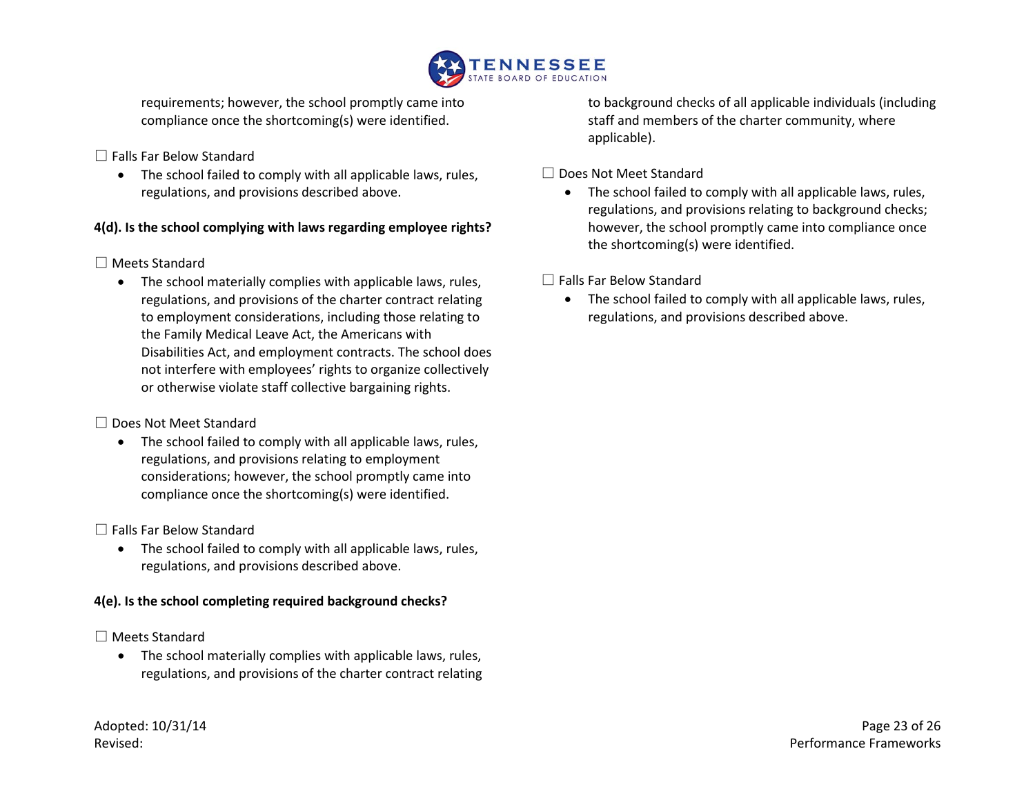requirements; however, the school promptly came into compliance once the shortcoming(s) were identified.

☐ Falls Far Below Standard

- The school failed to comply with all applicable laws, rules, regulations, and provisions described above.

**4(d). Is the school complying with laws regarding employee rights?**

☐ Meets Standard

- The school materially complies with applicable laws, rules, regulations, and provisions of the charter contract relating to employment considerations, including those relating to the Family Medical Leave Act, the Americans with Disabilities Act, and employment contracts. The school does not interfere with employees' rights to organize collectively or otherwise violate staff collective bargaining rights.

☐ Does Not Meet Standard

- The school failed to comply with all applicable laws, rules, regulations, and provisions relating to employment considerations; however, the school promptly came into compliance once the shortcoming(s) were identified.

☐ Falls Far Below Standard

- The school failed to comply with all applicable laws, rules, regulations, and provisions described above.

**4(e). Is the school completing required background checks?**

☐ Meets Standard

- The school materially complies with applicable laws, rules, regulations, and provisions of the charter contract relating to background checks of all applicable individuals (including staff and members of the charter community, where applicable).

☐ Does Not Meet Standard

- The school failed to comply with all applicable laws, rules, regulations, and provisions relating to background checks; however, the school promptly came into compliance once the shortcoming(s) were identified.

☐ Falls Far Below Standard

- The school failed to comply with all applicable laws, rules, regulations, and provisions described above.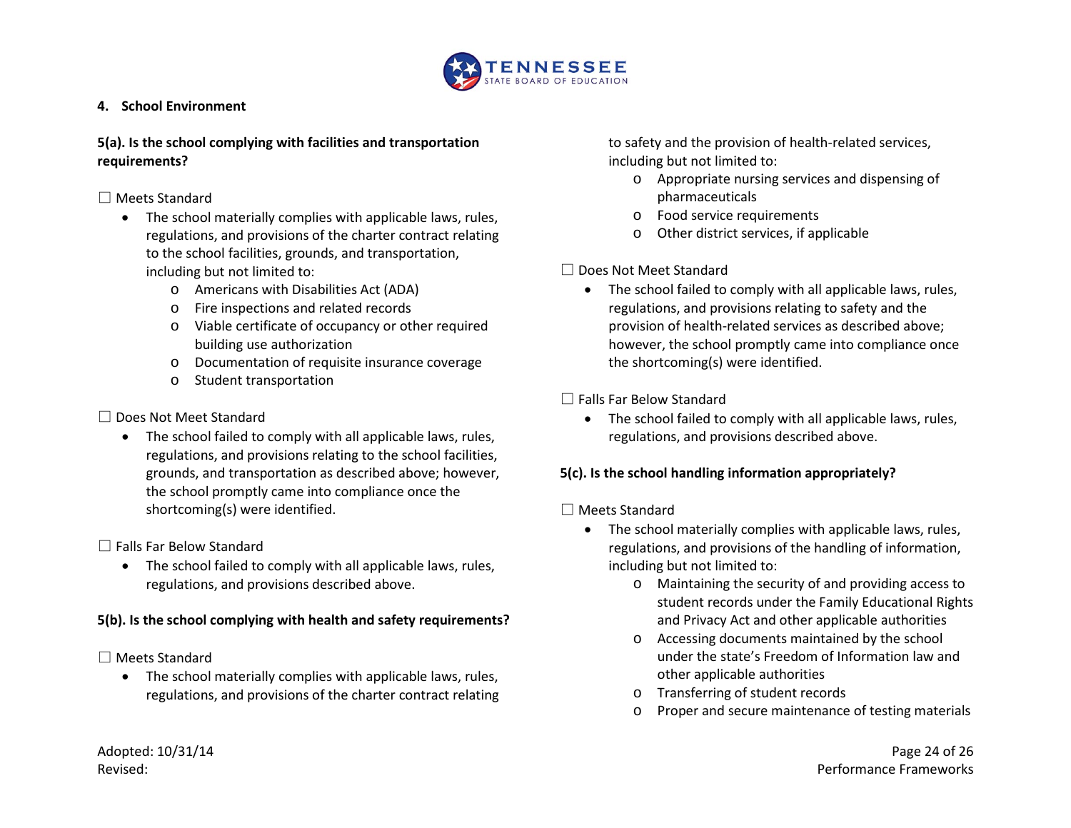**4. School Environment**

**5(a). Is the school complying with facilities and transportation requirements?**

☐ Meets Standard

- The school materially complies with applicable laws, rules, regulations, and provisions of the charter contract relating to the school facilities, grounds, and transportation, including but not limited to:
  - Americans with Disabilities Act (ADA)
  - Fire inspections and related records
  - Viable certificate of occupancy or other required building use authorization
  - Documentation of requisite insurance coverage
  - Student transportation

☐ Does Not Meet Standard

- The school failed to comply with all applicable laws, rules, regulations, and provisions relating to the school facilities, grounds, and transportation as described above; however, the school promptly came into compliance once the shortcoming(s) were identified.

☐ Falls Far Below Standard

- The school failed to comply with all applicable laws, rules, regulations, and provisions described above.

**5(b). Is the school complying with health and safety requirements?**

☐ Meets Standard

- The school materially complies with applicable laws, rules, regulations, and provisions of the charter contract relating to safety and the provision of health-related services, including but not limited to:
  - Appropriate nursing services and dispensing of pharmaceuticals
  - Food service requirements
  - Other district services, if applicable

☐ Does Not Meet Standard

- The school failed to comply with all applicable laws, rules, regulations, and provisions relating to safety and the provision of health-related services as described above; however, the school promptly came into compliance once the shortcoming(s) were identified.

☐ Falls Far Below Standard

- The school failed to comply with all applicable laws, rules, regulations, and provisions described above.

**5(c). Is the school handling information appropriately?**

☐ Meets Standard

- The school materially complies with applicable laws, rules, regulations, and provisions of the handling of information, including but not limited to:
  - Maintaining the security of and providing access to student records under the Family Educational Rights and Privacy Act and other applicable authorities
  - Accessing documents maintained by the school under the state's Freedom of Information law and other applicable authorities
  - Transferring of student records
  - Proper and secure maintenance of testing materials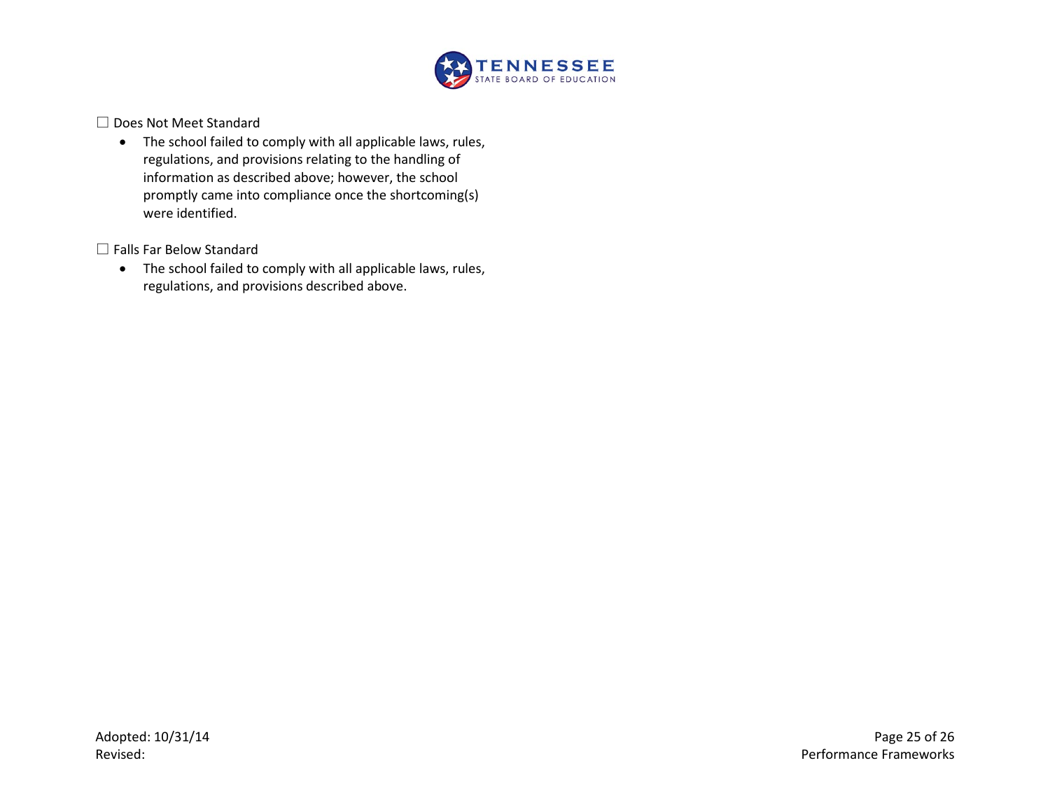☐ Does Not Meet Standard

- The school failed to comply with all applicable laws, rules, regulations, and provisions relating to the handling of information as described above; however, the school promptly came into compliance once the shortcoming(s) were identified.

☐ Falls Far Below Standard

- The school failed to comply with all applicable laws, rules, regulations, and provisions described above.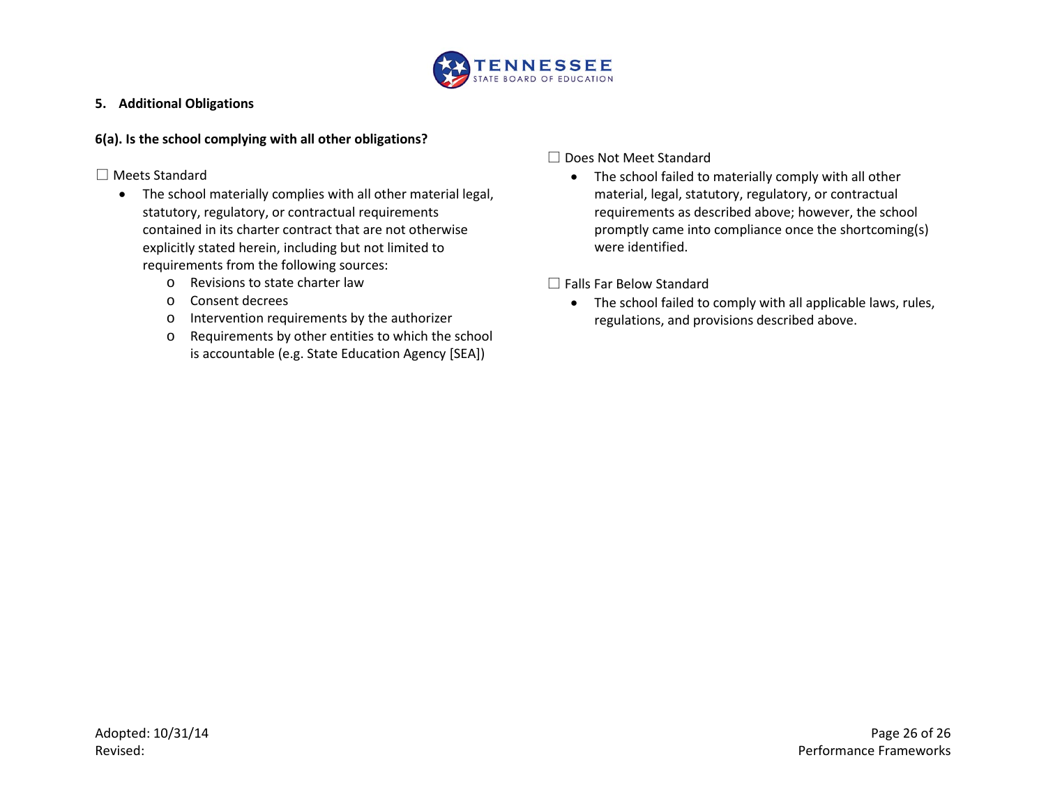**5. Additional Obligations**

**6(a). Is the school complying with all other obligations?**

☐ Meets Standard

- The school materially complies with all other material legal, statutory, regulatory, or contractual requirements contained in its charter contract that are not otherwise explicitly stated herein, including but not limited to requirements from the following sources:
  - Revisions to state charter law
  - Consent decrees
  - Intervention requirements by the authorizer
  - Requirements by other entities to which the school is accountable (e.g. State Education Agency [SEA])

☐ Does Not Meet Standard

- The school failed to materially comply with all other material, legal, statutory, regulatory, or contractual requirements as described above; however, the school promptly came into compliance once the shortcoming(s) were identified.

☐ Falls Far Below Standard

- The school failed to comply with all applicable laws, rules, regulations, and provisions described above.

Adopted: 10/31/14
Revised: